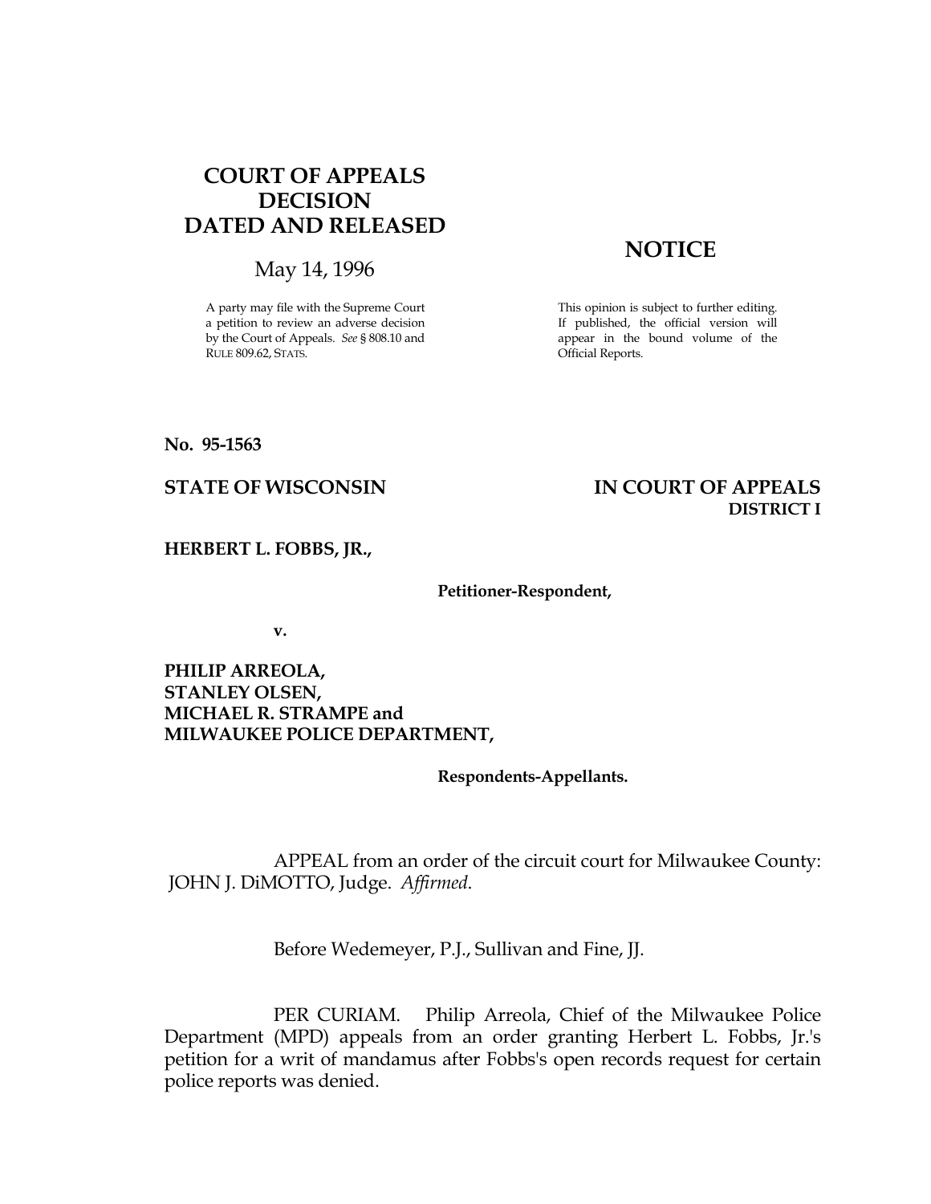# COURT OF APPEALS DECISION DATED AND RELEASED

May 14, 1996

A party may file with the Supreme Court a petition to review an adverse decision by the Court of Appeals. *See* § 808.10 and RULE 809.62, STATS.

## NOTICE

This opinion is subject to further editing. If published, the official version will appear in the bound volume of the Official Reports.

**No. 95-1563**

**STATE OF WISCONSIN** **IN COURT OF APPEALS**
**DISTRICT I**

**HERBERT L. FOBBS, JR.,**

**Petitioner-Respondent,**

**v.**

**PHILIP ARREOLA,**
**STANLEY OLSEN,**
**MICHAEL R. STRAMPE and**
**MILWAUKEE POLICE DEPARTMENT,**

**Respondents-Appellants.**

APPEAL from an order of the circuit court for Milwaukee County: JOHN J. DiMOTTO, Judge. *Affirmed*.

Before Wedemeyer, P.J., Sullivan and Fine, JJ.

PER CURIAM. Philip Arreola, Chief of the Milwaukee Police Department (MPD) appeals from an order granting Herbert L. Fobbs, Jr.'s petition for a writ of mandamus after Fobbs's open records request for certain police reports was denied.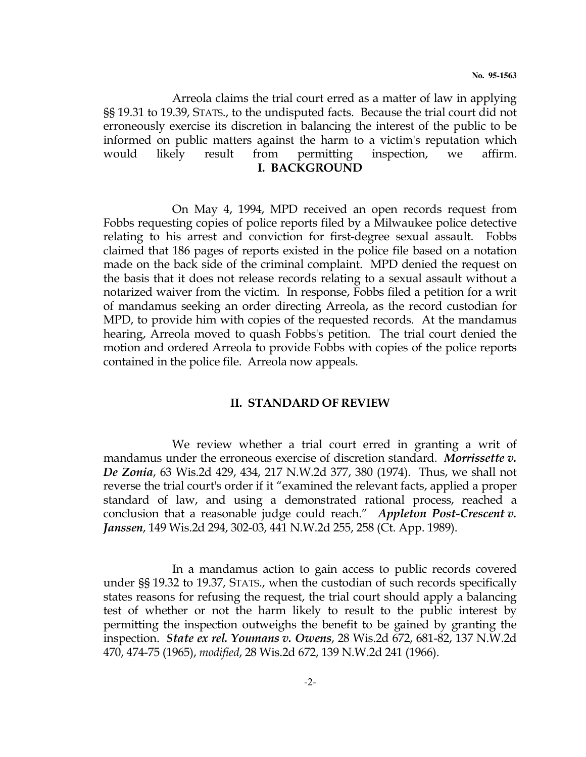Arreola claims the trial court erred as a matter of law in applying §§ 19.31 to 19.39, STATS., to the undisputed facts. Because the trial court did not erroneously exercise its discretion in balancing the interest of the public to be informed on public matters against the harm to a victim's reputation which would likely result from permitting inspection, we affirm.

## I. BACKGROUND

On May 4, 1994, MPD received an open records request from Fobbs requesting copies of police reports filed by a Milwaukee police detective relating to his arrest and conviction for first-degree sexual assault. Fobbs claimed that 186 pages of reports existed in the police file based on a notation made on the back side of the criminal complaint. MPD denied the request on the basis that it does not release records relating to a sexual assault without a notarized waiver from the victim. In response, Fobbs filed a petition for a writ of mandamus seeking an order directing Arreola, as the record custodian for MPD, to provide him with copies of the requested records. At the mandamus hearing, Arreola moved to quash Fobbs's petition. The trial court denied the motion and ordered Arreola to provide Fobbs with copies of the police reports contained in the police file. Arreola now appeals.

## II. STANDARD OF REVIEW

We review whether a trial court erred in granting a writ of mandamus under the erroneous exercise of discretion standard. ***Morrissette v. De Zonia***, 63 Wis.2d 429, 434, 217 N.W.2d 377, 380 (1974). Thus, we shall not reverse the trial court's order if it "examined the relevant facts, applied a proper standard of law, and using a demonstrated rational process, reached a conclusion that a reasonable judge could reach." ***Appleton Post-Crescent v. Janssen***, 149 Wis.2d 294, 302-03, 441 N.W.2d 255, 258 (Ct. App. 1989).

In a mandamus action to gain access to public records covered under §§ 19.32 to 19.37, STATS., when the custodian of such records specifically states reasons for refusing the request, the trial court should apply a balancing test of whether or not the harm likely to result to the public interest by permitting the inspection outweighs the benefit to be gained by granting the inspection. ***State ex rel. Youmans v. Owens***, 28 Wis.2d 672, 681-82, 137 N.W.2d 470, 474-75 (1965), *modified*, 28 Wis.2d 672, 139 N.W.2d 241 (1966).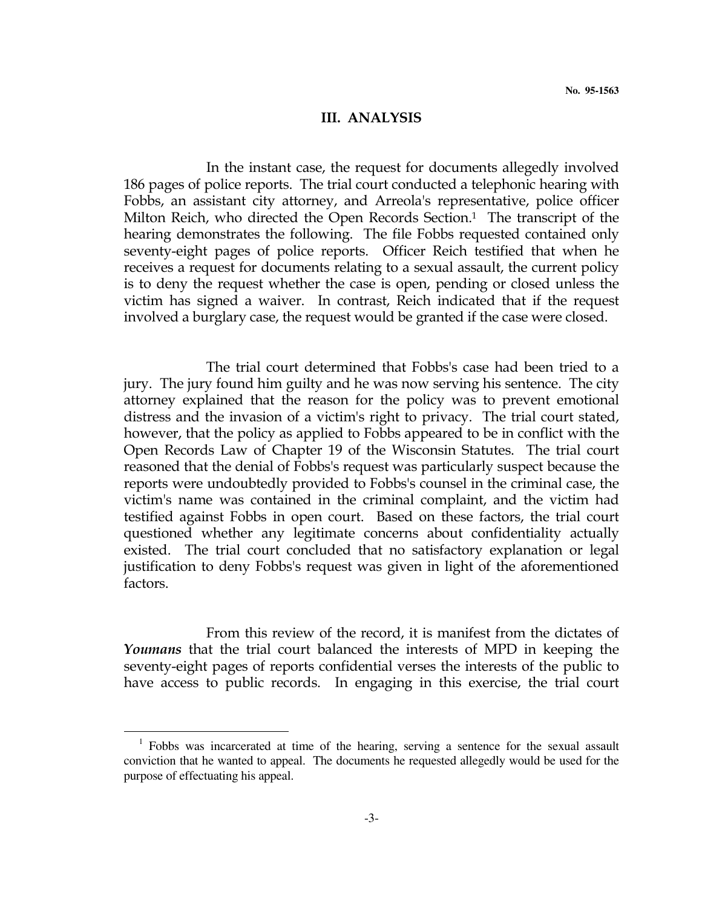## III. ANALYSIS

In the instant case, the request for documents allegedly involved 186 pages of police reports. The trial court conducted a telephonic hearing with Fobbs, an assistant city attorney, and Arreola's representative, police officer Milton Reich, who directed the Open Records Section.[1] The transcript of the hearing demonstrates the following. The file Fobbs requested contained only seventy-eight pages of police reports. Officer Reich testified that when he receives a request for documents relating to a sexual assault, the current policy is to deny the request whether the case is open, pending or closed unless the victim has signed a waiver. In contrast, Reich indicated that if the request involved a burglary case, the request would be granted if the case were closed.

The trial court determined that Fobbs's case had been tried to a jury. The jury found him guilty and he was now serving his sentence. The city attorney explained that the reason for the policy was to prevent emotional distress and the invasion of a victim's right to privacy. The trial court stated, however, that the policy as applied to Fobbs appeared to be in conflict with the Open Records Law of Chapter 19 of the Wisconsin Statutes. The trial court reasoned that the denial of Fobbs's request was particularly suspect because the reports were undoubtedly provided to Fobbs's counsel in the criminal case, the victim's name was contained in the criminal complaint, and the victim had testified against Fobbs in open court. Based on these factors, the trial court questioned whether any legitimate concerns about confidentiality actually existed. The trial court concluded that no satisfactory explanation or legal justification to deny Fobbs's request was given in light of the aforementioned factors.

From this review of the record, it is manifest from the dictates of ***Youmans*** that the trial court balanced the interests of MPD in keeping the seventy-eight pages of reports confidential verses the interests of the public to have access to public records. In engaging in this exercise, the trial court

---

[1] Fobbs was incarcerated at time of the hearing, serving a sentence for the sexual assault conviction that he wanted to appeal. The documents he requested allegedly would be used for the purpose of effectuating his appeal.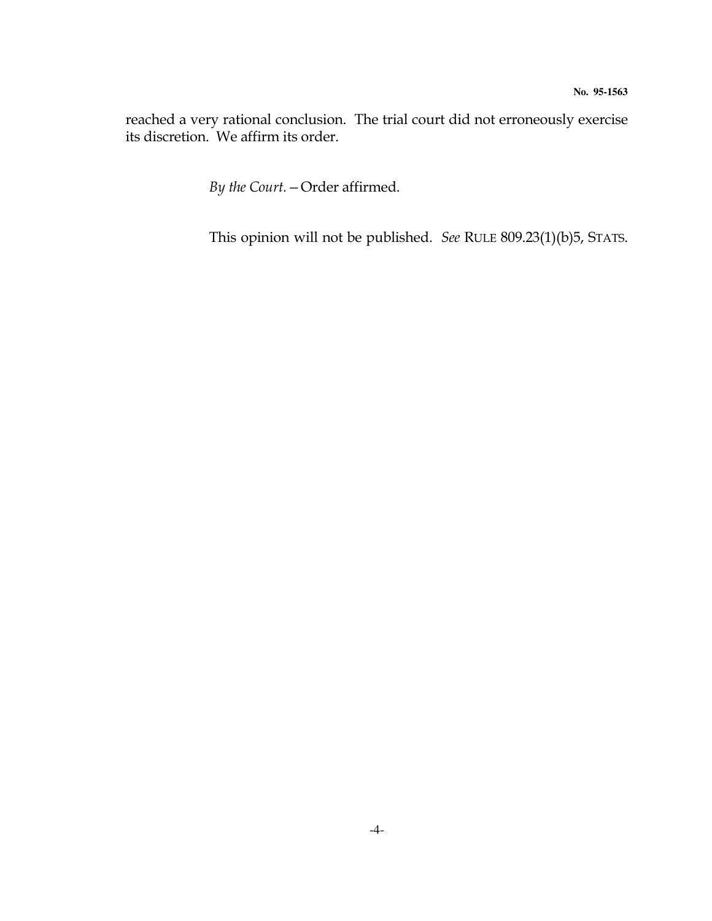reached a very rational conclusion. The trial court did not erroneously exercise its discretion. We affirm its order.

*By the Court.*—Order affirmed.

This opinion will not be published. *See* RULE 809.23(1)(b)5, STATS.